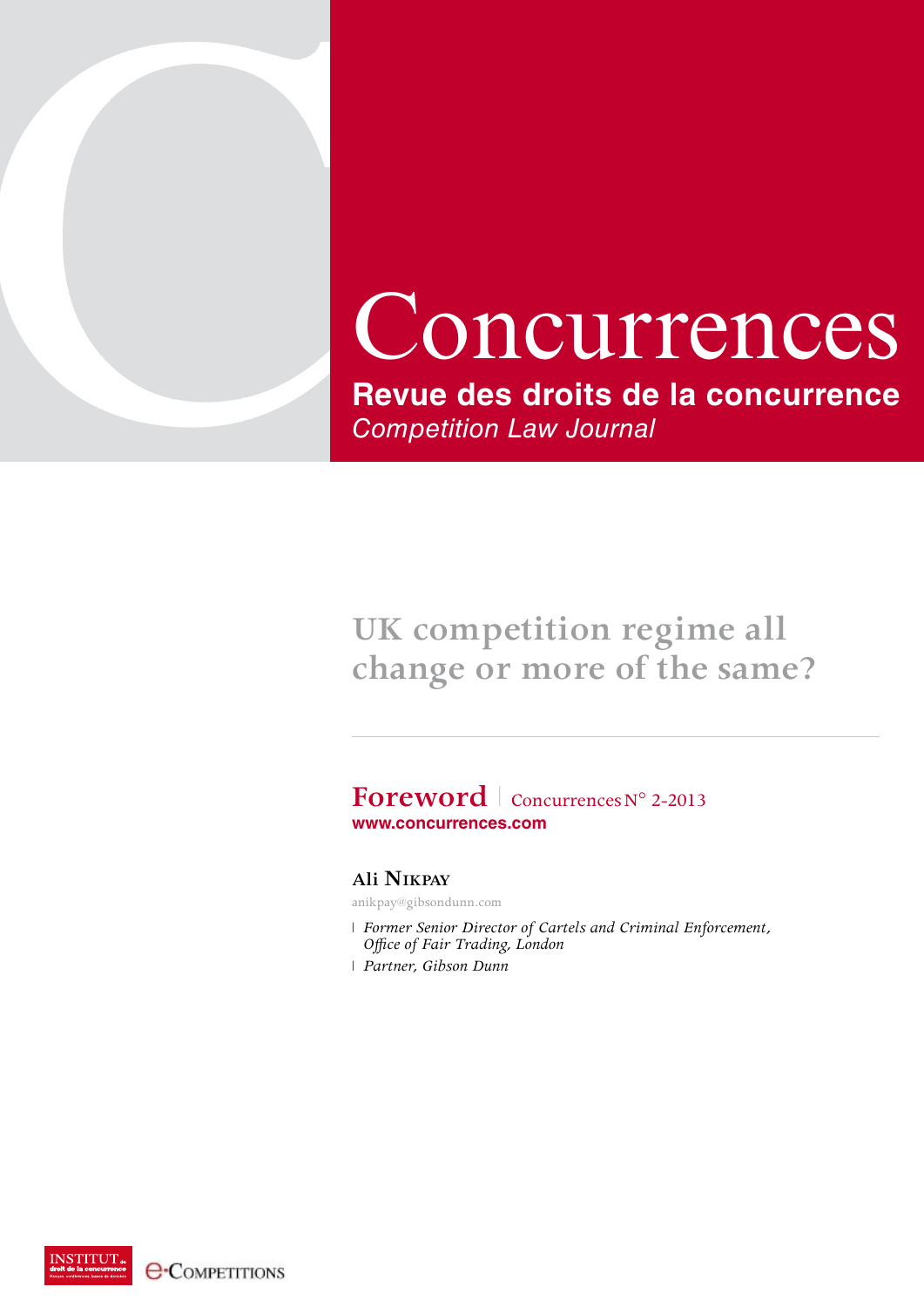# Concurrences

**Revue des droits de la concurrence**

*Competition Law Journal*

## UK competition regime all change or more of the same?

**Foreword** | Concurrences N° 2-2013

**www.concurrences.com**

### Ali Nikpay

anikpay@gibsondunn.com

- *Former Senior Director of Cartels and Criminal Enforcement, Office of Fair Trading, London*
- *Partner, Gibson Dunn*

INSTITUT de droit de la concurrence

e-Competitions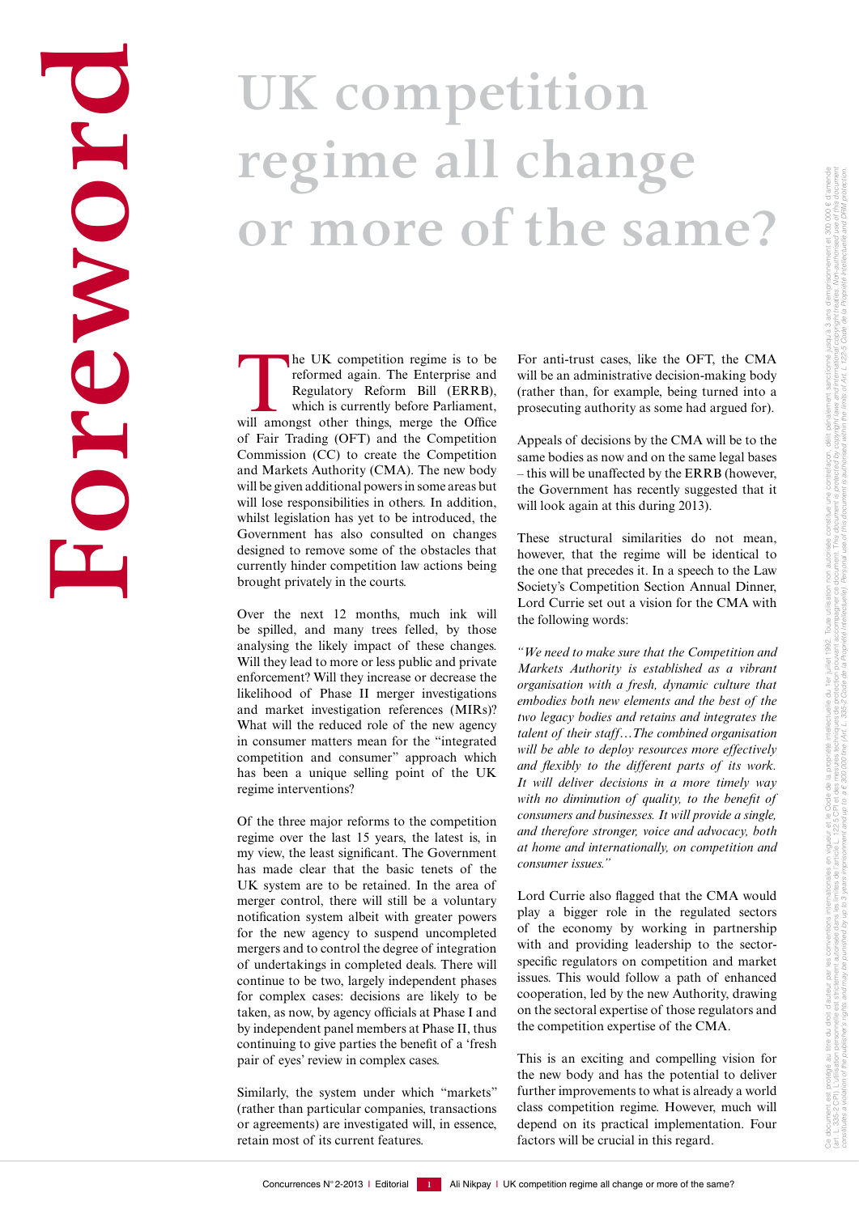# Foreword

# UK competition regime all change or more of the same?

The UK competition regime is to be reformed again. The Enterprise and Regulatory Reform Bill (ERRB), which is currently before Parliament, will amongst other things, merge the Office of Fair Trading (OFT) and the Competition Commission (CC) to create the Competition and Markets Authority (CMA). The new body will be given additional powers in some areas but will lose responsibilities in others. In addition, whilst legislation has yet to be introduced, the Government has also consulted on changes designed to remove some of the obstacles that currently hinder competition law actions being brought privately in the courts.

Over the next 12 months, much ink will be spilled, and many trees felled, by those analysing the likely impact of these changes. Will they lead to more or less public and private enforcement? Will they increase or decrease the likelihood of Phase II merger investigations and market investigation references (MIRs)? What will the reduced role of the new agency in consumer matters mean for the "integrated competition and consumer" approach which has been a unique selling point of the UK regime interventions?

Of the three major reforms to the competition regime over the last 15 years, the latest is, in my view, the least significant. The Government has made clear that the basic tenets of the UK system are to be retained. In the area of merger control, there will still be a voluntary notification system albeit with greater powers for the new agency to suspend uncompleted mergers and to control the degree of integration of undertakings in completed deals. There will continue to be two, largely independent phases for complex cases: decisions are likely to be taken, as now, by agency officials at Phase I and by independent panel members at Phase II, thus continuing to give parties the benefit of a 'fresh pair of eyes' review in complex cases.

Similarly, the system under which "markets" (rather than particular companies, transactions or agreements) are investigated will, in essence, retain most of its current features.

For anti-trust cases, like the OFT, the CMA will be an administrative decision-making body (rather than, for example, being turned into a prosecuting authority as some had argued for).

Appeals of decisions by the CMA will be to the same bodies as now and on the same legal bases – this will be unaffected by the ERRB (however, the Government has recently suggested that it will look again at this during 2013).

These structural similarities do not mean, however, that the regime will be identical to the one that precedes it. In a speech to the Law Society's Competition Section Annual Dinner, Lord Currie set out a vision for the CMA with the following words:

*"We need to make sure that the Competition and Markets Authority is established as a vibrant organisation with a fresh, dynamic culture that embodies both new elements and the best of the two legacy bodies and retains and integrates the talent of their staff…The combined organisation will be able to deploy resources more effectively and flexibly to the different parts of its work. It will deliver decisions in a more timely way with no diminution of quality, to the benefit of consumers and businesses. It will provide a single, and therefore stronger, voice and advocacy, both at home and internationally, on competition and consumer issues."*

Lord Currie also flagged that the CMA would play a bigger role in the regulated sectors of the economy by working in partnership with and providing leadership to the sector-specific regulators on competition and market issues. This would follow a path of enhanced cooperation, led by the new Authority, drawing on the sectoral expertise of those regulators and the competition expertise of the CMA.

This is an exciting and compelling vision for the new body and has the potential to deliver further improvements to what is already a world class competition regime. However, much will depend on its practical implementation. Four factors will be crucial in this regard.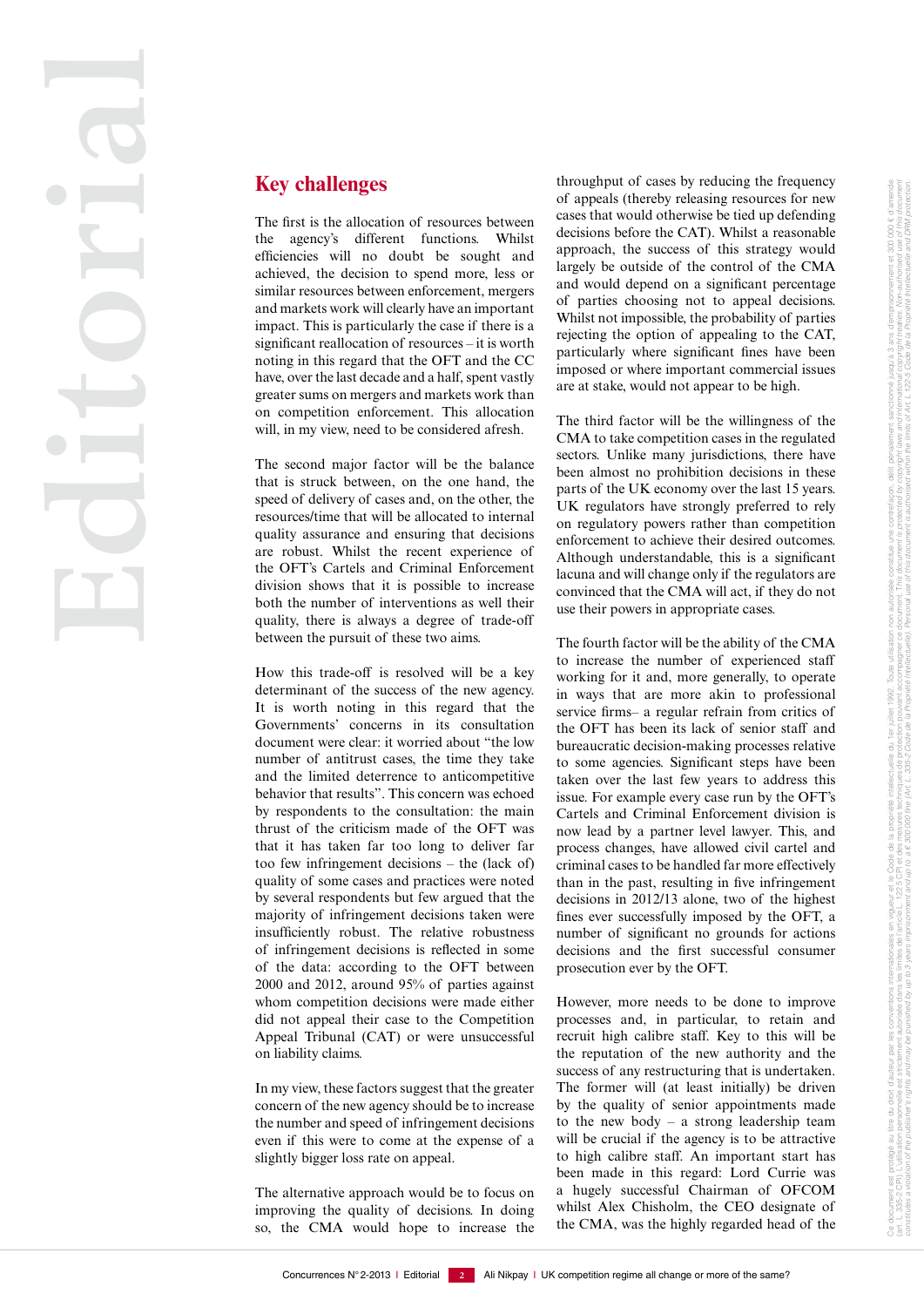## Key challenges

The first is the allocation of resources between the agency's different functions. Whilst efficiencies will no doubt be sought and achieved, the decision to spend more, less or similar resources between enforcement, mergers and markets work will clearly have an important impact. This is particularly the case if there is a significant reallocation of resources – it is worth noting in this regard that the OFT and the CC have, over the last decade and a half, spent vastly greater sums on mergers and markets work than on competition enforcement. This allocation will, in my view, need to be considered afresh.

The second major factor will be the balance that is struck between, on the one hand, the speed of delivery of cases and, on the other, the resources/time that will be allocated to internal quality assurance and ensuring that decisions are robust. Whilst the recent experience of the OFT's Cartels and Criminal Enforcement division shows that it is possible to increase both the number of interventions as well their quality, there is always a degree of trade-off between the pursuit of these two aims.

How this trade-off is resolved will be a key determinant of the success of the new agency. It is worth noting in this regard that the Governments' concerns in its consultation document were clear: it worried about "the low number of antitrust cases, the time they take and the limited deterrence to anticompetitive behavior that results". This concern was echoed by respondents to the consultation: the main thrust of the criticism made of the OFT was that it has taken far too long to deliver far too few infringement decisions – the (lack of) quality of some cases and practices were noted by several respondents but few argued that the majority of infringement decisions taken were insufficiently robust. The relative robustness of infringement decisions is reflected in some of the data: according to the OFT between 2000 and 2012, around 95% of parties against whom competition decisions were made either did not appeal their case to the Competition Appeal Tribunal (CAT) or were unsuccessful on liability claims.

In my view, these factors suggest that the greater concern of the new agency should be to increase the number and speed of infringement decisions even if this were to come at the expense of a slightly bigger loss rate on appeal.

The alternative approach would be to focus on improving the quality of decisions. In doing so, the CMA would hope to increase the throughput of cases by reducing the frequency of appeals (thereby releasing resources for new cases that would otherwise be tied up defending decisions before the CAT). Whilst a reasonable approach, the success of this strategy would largely be outside of the control of the CMA and would depend on a significant percentage of parties choosing not to appeal decisions. Whilst not impossible, the probability of parties rejecting the option of appealing to the CAT, particularly where significant fines have been imposed or where important commercial issues are at stake, would not appear to be high.

The third factor will be the willingness of the CMA to take competition cases in the regulated sectors. Unlike many jurisdictions, there have been almost no prohibition decisions in these parts of the UK economy over the last 15 years. UK regulators have strongly preferred to rely on regulatory powers rather than competition enforcement to achieve their desired outcomes. Although understandable, this is a significant lacuna and will change only if the regulators are convinced that the CMA will act, if they do not use their powers in appropriate cases.

The fourth factor will be the ability of the CMA to increase the number of experienced staff working for it and, more generally, to operate in ways that are more akin to professional service firms– a regular refrain from critics of the OFT has been its lack of senior staff and bureaucratic decision-making processes relative to some agencies. Significant steps have been taken over the last few years to address this issue. For example every case run by the OFT's Cartels and Criminal Enforcement division is now lead by a partner level lawyer. This, and process changes, have allowed civil cartel and criminal cases to be handled far more effectively than in the past, resulting in five infringement decisions in 2012/13 alone, two of the highest fines ever successfully imposed by the OFT, a number of significant no grounds for actions decisions and the first successful consumer prosecution ever by the OFT.

However, more needs to be done to improve processes and, in particular, to retain and recruit high calibre staff. Key to this will be the reputation of the new authority and the success of any restructuring that is undertaken. The former will (at least initially) be driven by the quality of senior appointments made to the new body – a strong leadership team will be crucial if the agency is to be attractive to high calibre staff. An important start has been made in this regard: Lord Currie was a hugely successful Chairman of OFCOM whilst Alex Chisholm, the CEO designate of the CMA, was the highly regarded head of the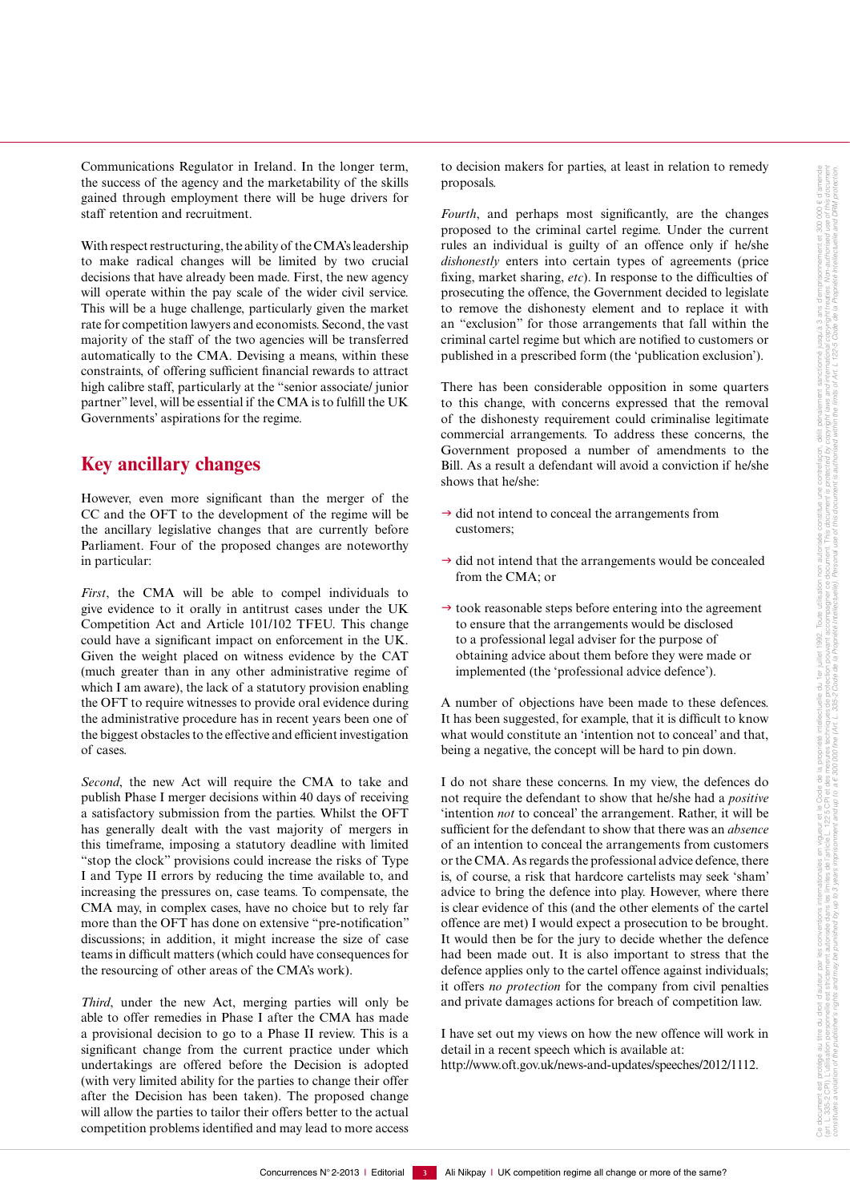Communications Regulator in Ireland. In the longer term, the success of the agency and the marketability of the skills gained through employment there will be huge drivers for staff retention and recruitment.

With respect restructuring, the ability of the CMA's leadership to make radical changes will be limited by two crucial decisions that have already been made. First, the new agency will operate within the pay scale of the wider civil service. This will be a huge challenge, particularly given the market rate for competition lawyers and economists. Second, the vast majority of the staff of the two agencies will be transferred automatically to the CMA. Devising a means, within these constraints, of offering sufficient financial rewards to attract high calibre staff, particularly at the "senior associate/ junior partner" level, will be essential if the CMA is to fulfill the UK Governments' aspirations for the regime.

## Key ancillary changes

However, even more significant than the merger of the CC and the OFT to the development of the regime will be the ancillary legislative changes that are currently before Parliament. Four of the proposed changes are noteworthy in particular:

*First*, the CMA will be able to compel individuals to give evidence to it orally in antitrust cases under the UK Competition Act and Article 101/102 TFEU. This change could have a significant impact on enforcement in the UK. Given the weight placed on witness evidence by the CAT (much greater than in any other administrative regime of which I am aware), the lack of a statutory provision enabling the OFT to require witnesses to provide oral evidence during the administrative procedure has in recent years been one of the biggest obstacles to the effective and efficient investigation of cases.

*Second*, the new Act will require the CMA to take and publish Phase I merger decisions within 40 days of receiving a satisfactory submission from the parties. Whilst the OFT has generally dealt with the vast majority of mergers in this timeframe, imposing a statutory deadline with limited "stop the clock" provisions could increase the risks of Type I and Type II errors by reducing the time available to, and increasing the pressures on, case teams. To compensate, the CMA may, in complex cases, have no choice but to rely far more than the OFT has done on extensive "pre-notification" discussions; in addition, it might increase the size of case teams in difficult matters (which could have consequences for the resourcing of other areas of the CMA's work).

*Third*, under the new Act, merging parties will only be able to offer remedies in Phase I after the CMA has made a provisional decision to go to a Phase II review. This is a significant change from the current practice under which undertakings are offered before the Decision is adopted (with very limited ability for the parties to change their offer after the Decision has been taken). The proposed change will allow the parties to tailor their offers better to the actual competition problems identified and may lead to more access to decision makers for parties, at least in relation to remedy proposals.

*Fourth*, and perhaps most significantly, are the changes proposed to the criminal cartel regime. Under the current rules an individual is guilty of an offence only if he/she *dishonestly* enters into certain types of agreements (price fixing, market sharing, *etc*). In response to the difficulties of prosecuting the offence, the Government decided to legislate to remove the dishonesty element and to replace it with an "exclusion" for those arrangements that fall within the criminal cartel regime but which are notified to customers or published in a prescribed form (the 'publication exclusion').

There has been considerable opposition in some quarters to this change, with concerns expressed that the removal of the dishonesty requirement could criminalise legitimate commercial arrangements. To address these concerns, the Government proposed a number of amendments to the Bill. As a result a defendant will avoid a conviction if he/she shows that he/she:

- did not intend to conceal the arrangements from customers;
- did not intend that the arrangements would be concealed from the CMA; or
- took reasonable steps before entering into the agreement to ensure that the arrangements would be disclosed to a professional legal adviser for the purpose of obtaining advice about them before they were made or implemented (the 'professional advice defence').

A number of objections have been made to these defences. It has been suggested, for example, that it is difficult to know what would constitute an 'intention not to conceal' and that, being a negative, the concept will be hard to pin down.

I do not share these concerns. In my view, the defences do not require the defendant to show that he/she had a *positive* 'intention *not* to conceal' the arrangement. Rather, it will be sufficient for the defendant to show that there was an *absence* of an intention to conceal the arrangements from customers or the CMA. As regards the professional advice defence, there is, of course, a risk that hardcore cartelists may seek 'sham' advice to bring the defence into play. However, where there is clear evidence of this (and the other elements of the cartel offence are met) I would expect a prosecution to be brought. It would then be for the jury to decide whether the defence had been made out. It is also important to stress that the defence applies only to the cartel offence against individuals; it offers *no protection* for the company from civil penalties and private damages actions for breach of competition law.

I have set out my views on how the new offence will work in detail in a recent speech which is available at: http://www.oft.gov.uk/news-and-updates/speeches/2012/1112.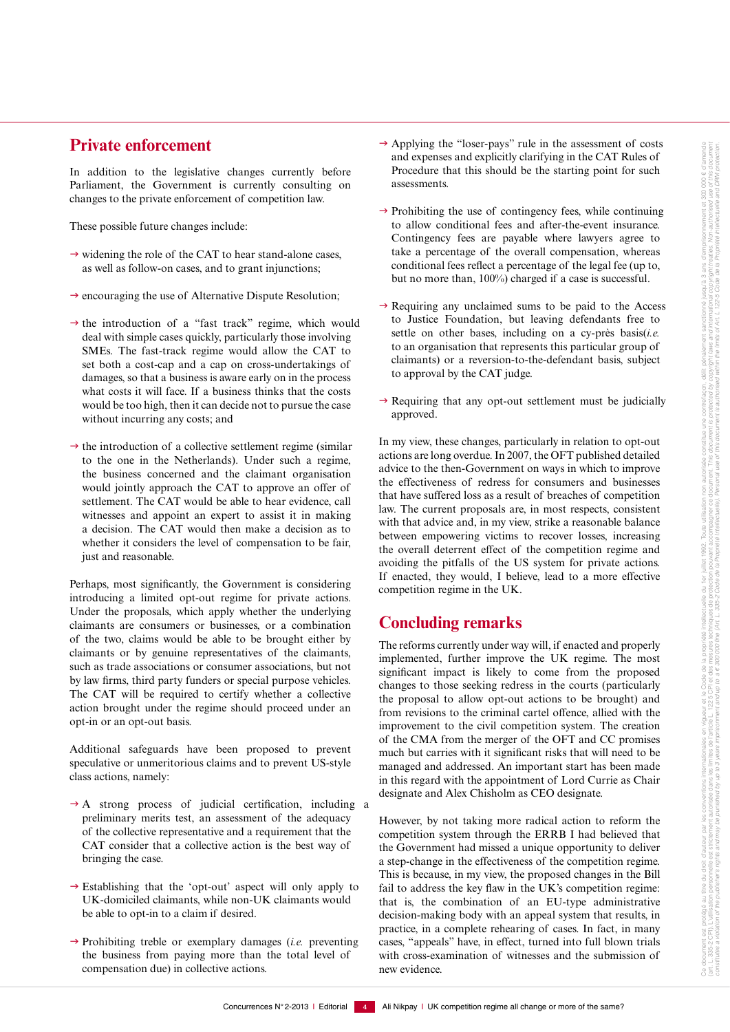## Private enforcement

In addition to the legislative changes currently before Parliament, the Government is currently consulting on changes to the private enforcement of competition law.

These possible future changes include:

- widening the role of the CAT to hear stand-alone cases, as well as follow-on cases, and to grant injunctions;
- encouraging the use of Alternative Dispute Resolution;
- the introduction of a "fast track" regime, which would deal with simple cases quickly, particularly those involving SMEs. The fast-track regime would allow the CAT to set both a cost-cap and a cap on cross-undertakings of damages, so that a business is aware early on in the process what costs it will face. If a business thinks that the costs would be too high, then it can decide not to pursue the case without incurring any costs; and
- the introduction of a collective settlement regime (similar to the one in the Netherlands). Under such a regime, the business concerned and the claimant organisation would jointly approach the CAT to approve an offer of settlement. The CAT would be able to hear evidence, call witnesses and appoint an expert to assist it in making a decision. The CAT would then make a decision as to whether it considers the level of compensation to be fair, just and reasonable.

Perhaps, most significantly, the Government is considering introducing a limited opt-out regime for private actions. Under the proposals, which apply whether the underlying claimants are consumers or businesses, or a combination of the two, claims would be able to be brought either by claimants or by genuine representatives of the claimants, such as trade associations or consumer associations, but not by law firms, third party funders or special purpose vehicles. The CAT will be required to certify whether a collective action brought under the regime should proceed under an opt-in or an opt-out basis.

Additional safeguards have been proposed to prevent speculative or unmeritorious claims and to prevent US-style class actions, namely:

- A strong process of judicial certification, including a preliminary merits test, an assessment of the adequacy of the collective representative and a requirement that the CAT consider that a collective action is the best way of bringing the case.
- Establishing that the 'opt-out' aspect will only apply to UK-domiciled claimants, while non-UK claimants would be able to opt-in to a claim if desired.
- Prohibiting treble or exemplary damages (*i.e.* preventing the business from paying more than the total level of compensation due) in collective actions.
- Applying the "loser-pays" rule in the assessment of costs and expenses and explicitly clarifying in the CAT Rules of Procedure that this should be the starting point for such assessments.
- Prohibiting the use of contingency fees, while continuing to allow conditional fees and after-the-event insurance. Contingency fees are payable where lawyers agree to take a percentage of the overall compensation, whereas conditional fees reflect a percentage of the legal fee (up to, but no more than, 100%) charged if a case is successful.
- Requiring any unclaimed sums to be paid to the Access to Justice Foundation, but leaving defendants free to settle on other bases, including on a cy-près basis(*i.e.* to an organisation that represents this particular group of claimants) or a reversion-to-the-defendant basis, subject to approval by the CAT judge.
- Requiring that any opt-out settlement must be judicially approved.

In my view, these changes, particularly in relation to opt-out actions are long overdue. In 2007, the OFT published detailed advice to the then-Government on ways in which to improve the effectiveness of redress for consumers and businesses that have suffered loss as a result of breaches of competition law. The current proposals are, in most respects, consistent with that advice and, in my view, strike a reasonable balance between empowering victims to recover losses, increasing the overall deterrent effect of the competition regime and avoiding the pitfalls of the US system for private actions. If enacted, they would, I believe, lead to a more effective competition regime in the UK.

## Concluding remarks

The reforms currently under way will, if enacted and properly implemented, further improve the UK regime. The most significant impact is likely to come from the proposed changes to those seeking redress in the courts (particularly the proposal to allow opt-out actions to be brought) and from revisions to the criminal cartel offence, allied with the improvement to the civil competition system. The creation of the CMA from the merger of the OFT and CC promises much but carries with it significant risks that will need to be managed and addressed. An important start has been made in this regard with the appointment of Lord Currie as Chair designate and Alex Chisholm as CEO designate.

However, by not taking more radical action to reform the competition system through the ERRB I had believed that the Government had missed a unique opportunity to deliver a step-change in the effectiveness of the competition regime. This is because, in my view, the proposed changes in the Bill fail to address the key flaw in the UK's competition regime: that is, the combination of an EU-type administrative decision-making body with an appeal system that results, in practice, in a complete rehearing of cases. In fact, in many cases, "appeals" have, in effect, turned into full blown trials with cross-examination of witnesses and the submission of new evidence.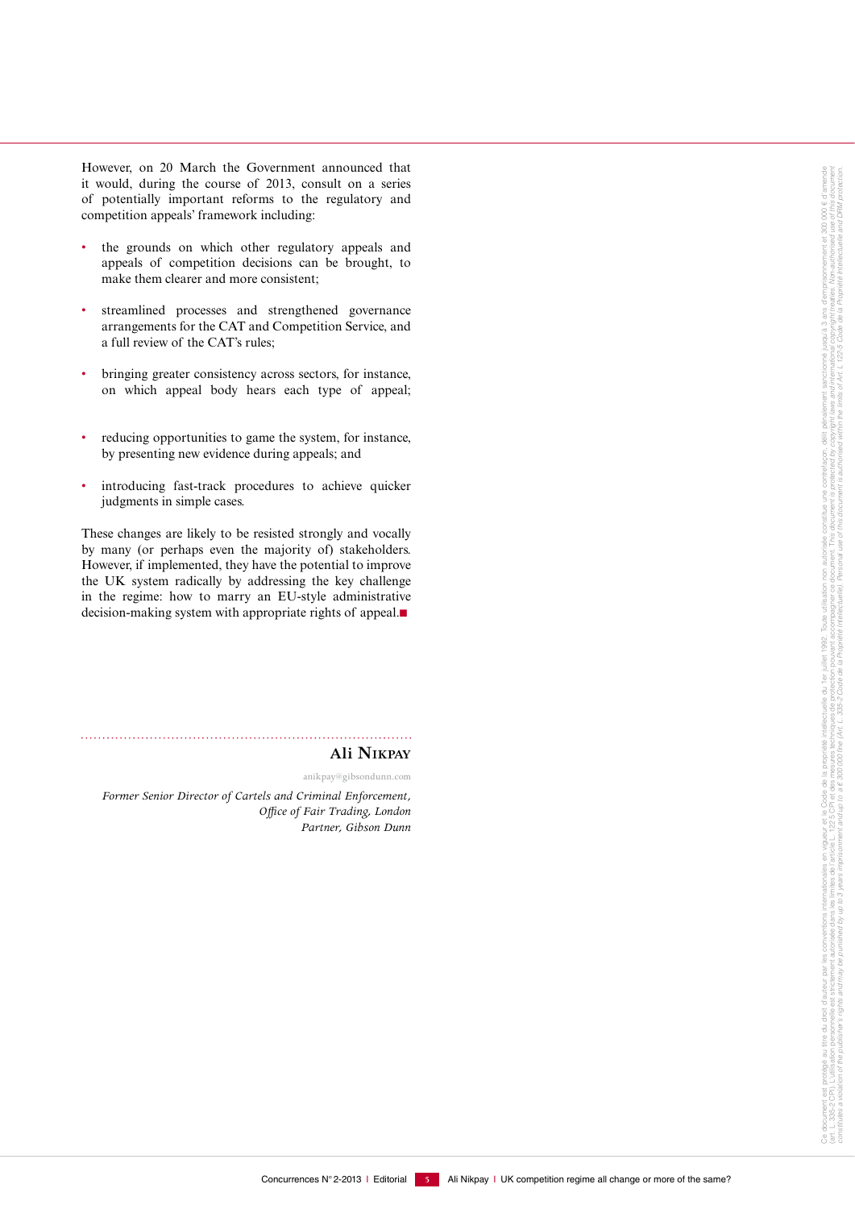However, on 20 March the Government announced that it would, during the course of 2013, consult on a series of potentially important reforms to the regulatory and competition appeals' framework including:

- the grounds on which other regulatory appeals and appeals of competition decisions can be brought, to make them clearer and more consistent;
- streamlined processes and strengthened governance arrangements for the CAT and Competition Service, and a full review of the CAT's rules;
- bringing greater consistency across sectors, for instance, on which appeal body hears each type of appeal;
- reducing opportunities to game the system, for instance, by presenting new evidence during appeals; and
- introducing fast-track procedures to achieve quicker judgments in simple cases.

These changes are likely to be resisted strongly and vocally by many (or perhaps even the majority of) stakeholders. However, if implemented, they have the potential to improve the UK system radically by addressing the key challenge in the regime: how to marry an EU-style administrative decision-making system with appropriate rights of appeal.■

**Ali Nikpay**

anikpay@gibsondunn.com

*Former Senior Director of Cartels and Criminal Enforcement, Office of Fair Trading, London*
*Partner, Gibson Dunn*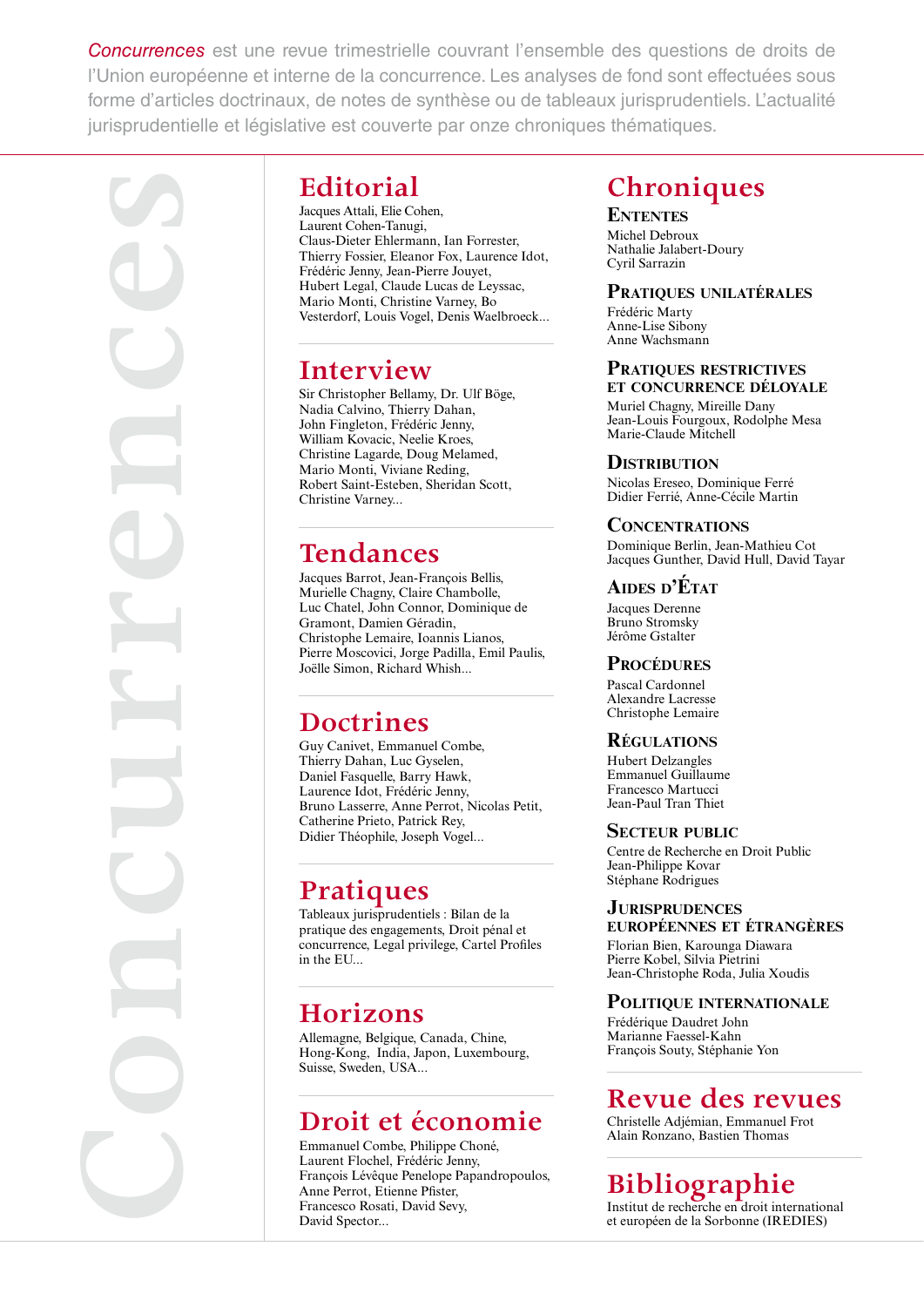*Concurrences* est une revue trimestrielle couvrant l'ensemble des questions de droits de l'Union européenne et interne de la concurrence. Les analyses de fond sont effectuées sous forme d'articles doctrinaux, de notes de synthèse ou de tableaux jurisprudentiels. L'actualité jurisprudentielle et législative est couverte par onze chroniques thématiques.

Concurrences

## Editorial

Jacques Attali, Elie Cohen, Laurent Cohen-Tanugi, Claus-Dieter Ehlermann, Ian Forrester, Thierry Fossier, Eleanor Fox, Laurence Idot, Frédéric Jenny, Jean-Pierre Jouyet, Hubert Legal, Claude Lucas de Leyssac, Mario Monti, Christine Varney, Bo Vesterdorf, Louis Vogel, Denis Waelbroeck...

## Interview

Sir Christopher Bellamy, Dr. Ulf Böge, Nadia Calvino, Thierry Dahan, John Fingleton, Frédéric Jenny, William Kovacic, Neelie Kroes, Christine Lagarde, Doug Melamed, Mario Monti, Viviane Reding, Robert Saint-Esteben, Sheridan Scott, Christine Varney...

## Tendances

Jacques Barrot, Jean-François Bellis, Murielle Chagny, Claire Chambolle, Luc Chatel, John Connor, Dominique de Gramont, Damien Géradin, Christophe Lemaire, Ioannis Lianos, Pierre Moscovici, Jorge Padilla, Emil Paulis, Joëlle Simon, Richard Whish...

## Doctrines

Guy Canivet, Emmanuel Combe, Thierry Dahan, Luc Gyselen, Daniel Fasquelle, Barry Hawk, Laurence Idot, Frédéric Jenny, Bruno Lasserre, Anne Perrot, Nicolas Petit, Catherine Prieto, Patrick Rey, Didier Théophile, Joseph Vogel...

## Pratiques

Tableaux jurisprudentiels : Bilan de la pratique des engagements, Droit pénal et concurrence, Legal privilege, Cartel Profiles in the EU...

## Horizons

Allemagne, Belgique, Canada, Chine, Hong-Kong, India, Japon, Luxembourg, Suisse, Sweden, USA...

## Droit et économie

Emmanuel Combe, Philippe Choné, Laurent Flochel, Frédéric Jenny, François Lévêque Penelope Papandropoulos, Anne Perrot, Etienne Pfister, Francesco Rosati, David Sevy, David Spector...

## Chroniques

### Ententes

Michel Debroux
Nathalie Jalabert-Doury
Cyril Sarrazin

### Pratiques unilatérales

Frédéric Marty
Anne-Lise Sibony
Anne Wachsmann

### Pratiques restrictives et concurrence déloyale

Muriel Chagny, Mireille Dany
Jean-Louis Fourgoux, Rodolphe Mesa
Marie-Claude Mitchell

### Distribution

Nicolas Ereseo, Dominique Ferré
Didier Ferrié, Anne-Cécile Martin

### Concentrations

Dominique Berlin, Jean-Mathieu Cot
Jacques Gunther, David Hull, David Tayar

### Aides d'État

Jacques Derenne
Bruno Stromsky
Jérôme Gstalter

### Procédures

Pascal Cardonnel
Alexandre Lacresse
Christophe Lemaire

### Régulations

Hubert Delzangles
Emmanuel Guillaume
Francesco Martucci
Jean-Paul Tran Thiet

### Secteur public

Centre de Recherche en Droit Public
Jean-Philippe Kovar
Stéphane Rodrigues

### Jurisprudences européennes et étrangères

Florian Bien, Karounga Diawara
Pierre Kobel, Silvia Pietrini
Jean-Christophe Roda, Julia Xoudis

### Politique internationale

Frédérique Daudret John
Marianne Faessel-Kahn
François Souty, Stéphanie Yon

## Revue des revues

Christelle Adjémian, Emmanuel Frot
Alain Ronzano, Bastien Thomas

## Bibliographie

Institut de recherche en droit international et européen de la Sorbonne (IREDIES)